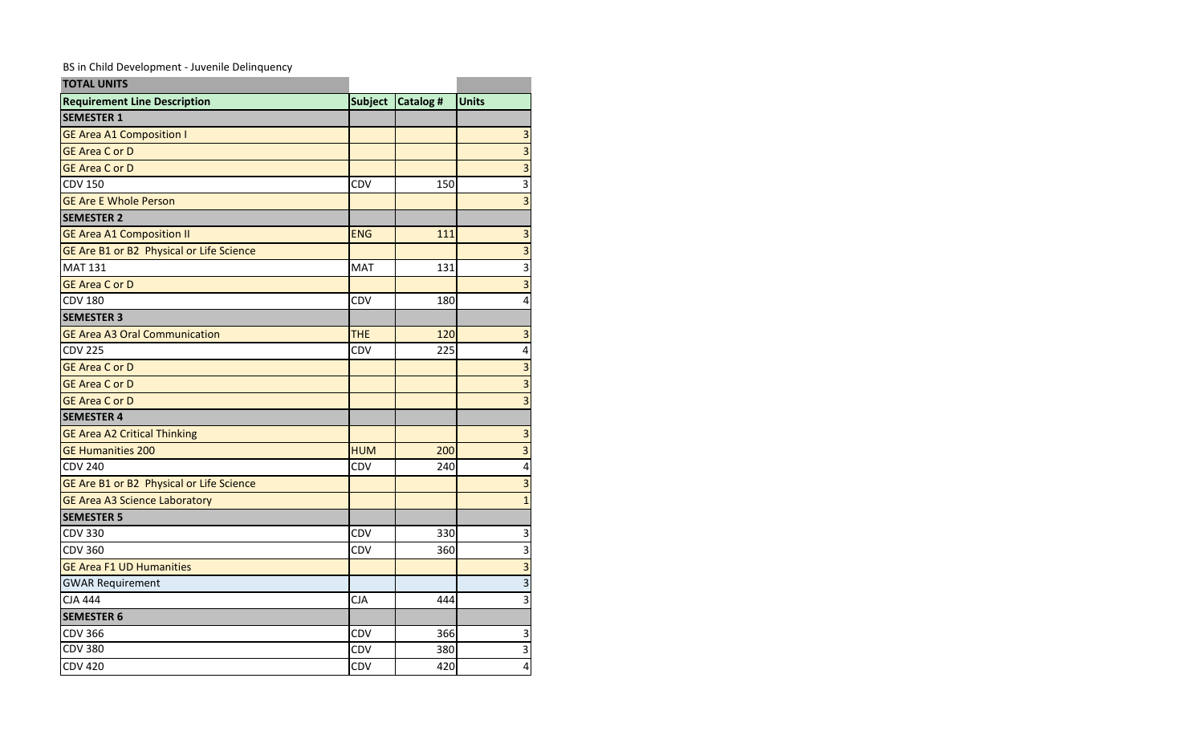BS in Child Development - Juvenile Delinquency

| TOTAL UNITS | | | |
|---|---|---|---|
| **Requirement Line Description** | **Subject** | **Catalog #** | **Units** |
| **SEMESTER 1** | | | |
| GE Area A1 Composition I | | | 3 |
| GE Area C or D | | | 3 |
| GE Area C or D | | | 3 |
| CDV 150 | CDV | 150 | 3 |
| GE Are E Whole Person | | | 3 |
| **SEMESTER 2** | | | |
| GE Area A1 Composition II | ENG | 111 | 3 |
| GE Are B1 or B2 Physical or Life Science | | | 3 |
| MAT 131 | MAT | 131 | 3 |
| GE Area C or D | | | 3 |
| CDV 180 | CDV | 180 | 4 |
| **SEMESTER 3** | | | |
| GE Area A3 Oral Communication | THE | 120 | 3 |
| CDV 225 | CDV | 225 | 4 |
| GE Area C or D | | | 3 |
| GE Area C or D | | | 3 |
| GE Area C or D | | | 3 |
| **SEMESTER 4** | | | |
| GE Area A2 Critical Thinking | | | 3 |
| GE Humanities 200 | HUM | 200 | 3 |
| CDV 240 | CDV | 240 | 4 |
| GE Are B1 or B2 Physical or Life Science | | | 3 |
| GE Area A3 Science Laboratory | | | 1 |
| **SEMESTER 5** | | | |
| CDV 330 | CDV | 330 | 3 |
| CDV 360 | CDV | 360 | 3 |
| GE Area F1 UD Humanities | | | 3 |
| GWAR Requirement | | | 3 |
| CJA 444 | CJA | 444 | 3 |
| **SEMESTER 6** | | | |
| CDV 366 | CDV | 366 | 3 |
| CDV 380 | CDV | 380 | 3 |
| CDV 420 | CDV | 420 | 4 |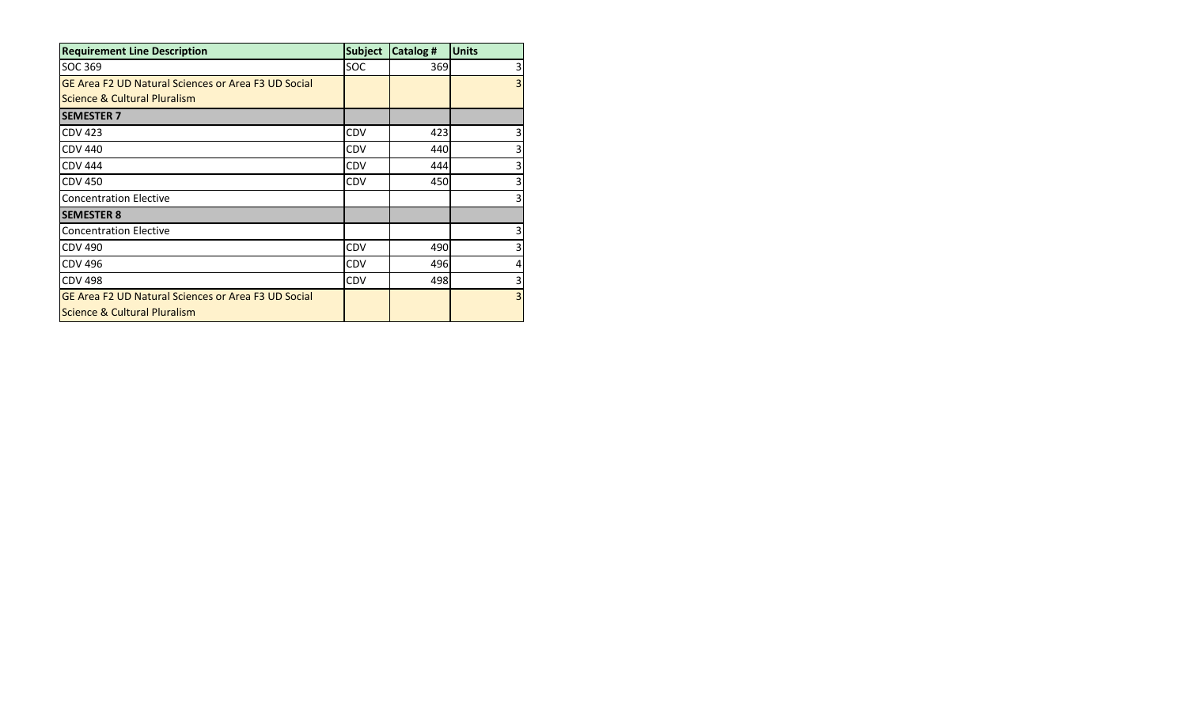| Requirement Line Description | Subject | Catalog # | Units |
|---|---|---|---|
| SOC 369 | SOC | 369 | 3 |
| GE Area F2 UD Natural Sciences or Area F3 UD Social Science & Cultural Pluralism | | | 3 |
| **SEMESTER 7** | | | |
| CDV 423 | CDV | 423 | 3 |
| CDV 440 | CDV | 440 | 3 |
| CDV 444 | CDV | 444 | 3 |
| CDV 450 | CDV | 450 | 3 |
| Concentration Elective | | | 3 |
| **SEMESTER 8** | | | |
| Concentration Elective | | | 3 |
| CDV 490 | CDV | 490 | 3 |
| CDV 496 | CDV | 496 | 4 |
| CDV 498 | CDV | 498 | 3 |
| GE Area F2 UD Natural Sciences or Area F3 UD Social Science & Cultural Pluralism | | | 3 |